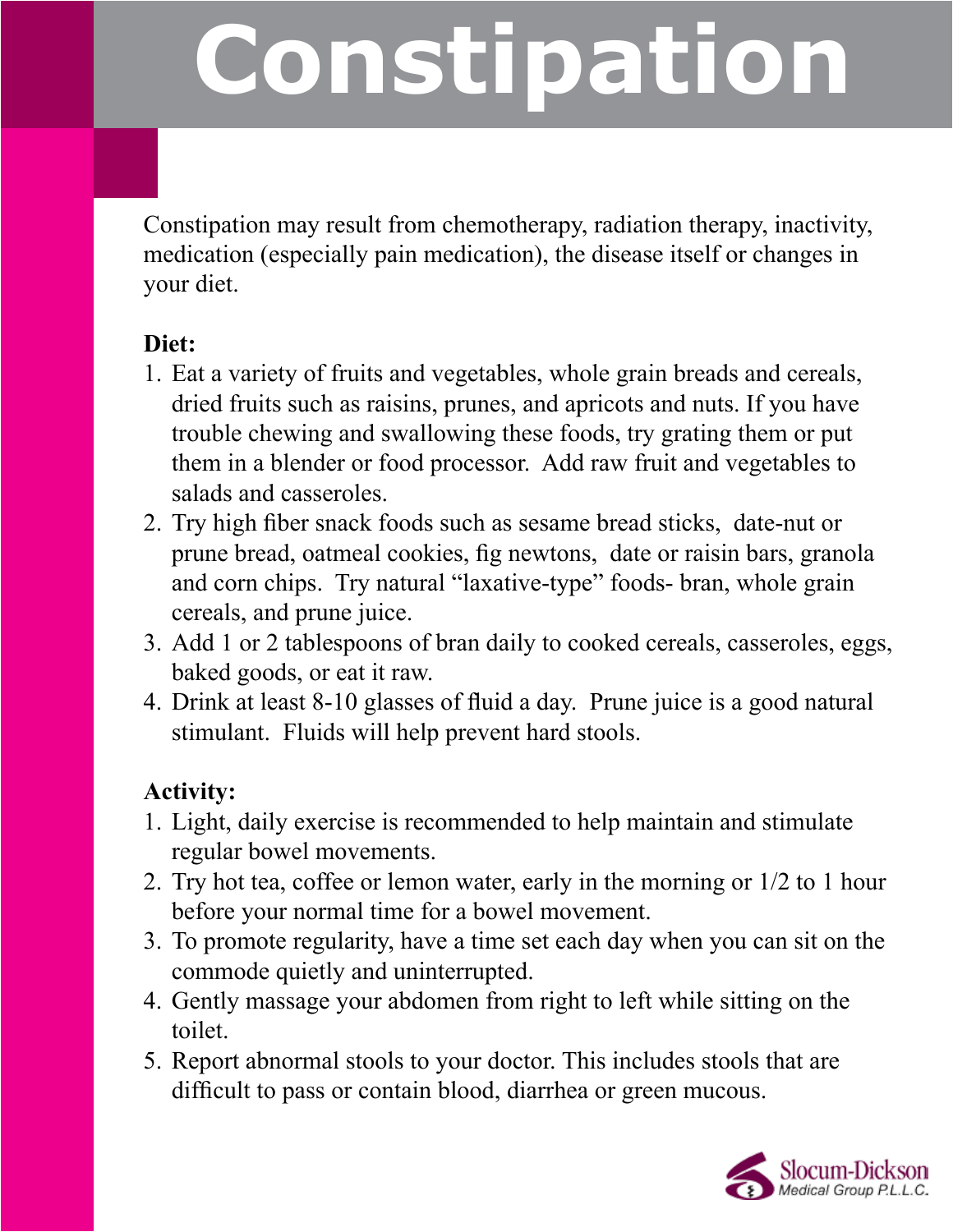# Constipation

Constipation may result from chemotherapy, radiation therapy, inactivity, medication (especially pain medication), the disease itself or changes in your diet.

**Diet:**

1. Eat a variety of fruits and vegetables, whole grain breads and cereals, dried fruits such as raisins, prunes, and apricots and nuts. If you have trouble chewing and swallowing these foods, try grating them or put them in a blender or food processor. Add raw fruit and vegetables to salads and casseroles.
2. Try high fiber snack foods such as sesame bread sticks, date-nut or prune bread, oatmeal cookies, fig newtons, date or raisin bars, granola and corn chips. Try natural "laxative-type" foods- bran, whole grain cereals, and prune juice.
3. Add 1 or 2 tablespoons of bran daily to cooked cereals, casseroles, eggs, baked goods, or eat it raw.
4. Drink at least 8-10 glasses of fluid a day. Prune juice is a good natural stimulant. Fluids will help prevent hard stools.

**Activity:**

1. Light, daily exercise is recommended to help maintain and stimulate regular bowel movements.
2. Try hot tea, coffee or lemon water, early in the morning or 1/2 to 1 hour before your normal time for a bowel movement.
3. To promote regularity, have a time set each day when you can sit on the commode quietly and uninterrupted.
4. Gently massage your abdomen from right to left while sitting on the toilet.
5. Report abnormal stools to your doctor. This includes stools that are difficult to pass or contain blood, diarrhea or green mucous.

Slocum-Dickson Medical Group P.L.L.C.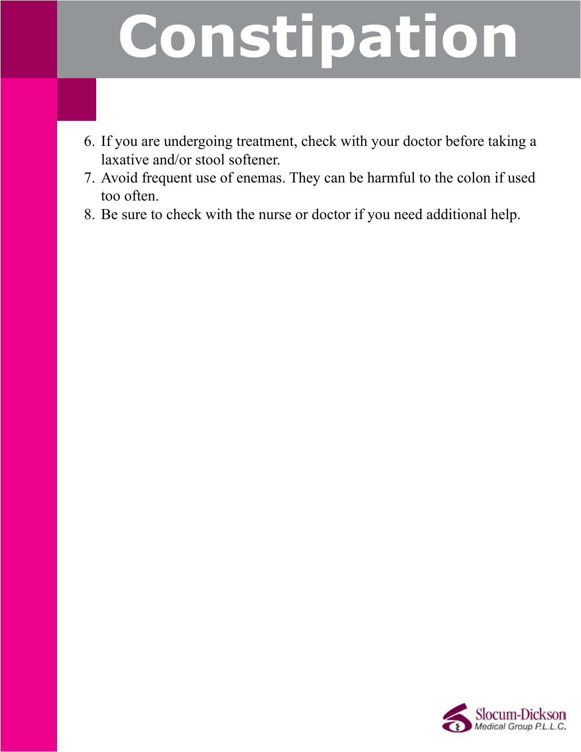6. If you are undergoing treatment, check with your doctor before taking a laxative and/or stool softener.
7. Avoid frequent use of enemas. They can be harmful to the colon if used too often.
8. Be sure to check with the nurse or doctor if you need additional help.